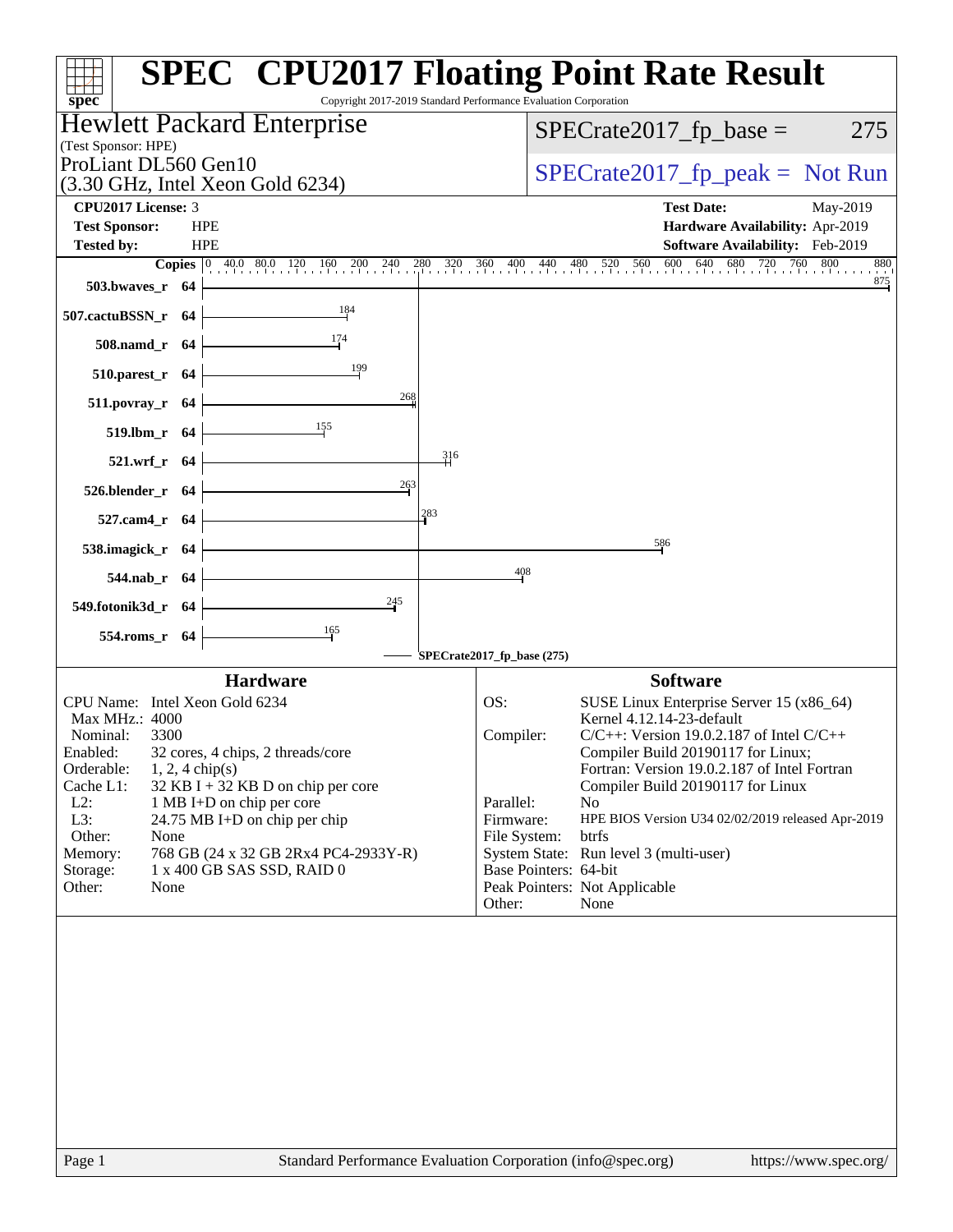# SPEC CPU2017 Floating Point Rate Result

Copyright 2017-2019 Standard Performance Evaluation Corporation

**Hewlett Packard Enterprise**
(Test Sponsor: HPE)
ProLiant DL560 Gen10
(3.30 GHz, Intel Xeon Gold 6234)

SPECrate2017_fp_base = 275

SPECrate2017_fp_peak = Not Run

**CPU2017 License:** 3
**Test Sponsor:** HPE
**Tested by:** HPE

**Test Date:** May-2019
**Hardware Availability:** Apr-2019
**Software Availability:** Feb-2019

| Benchmark | Copies | SPECrate2017_fp_base |
|---|---|---|
| 503.bwaves_r | 64 | 875 |
| 507.cactuBSSN_r | 64 | 184 |
| 508.namd_r | 64 | 174 |
| 510.parest_r | 64 | 199 |
| 511.povray_r | 64 | 268 |
| 519.lbm_r | 64 | 155 |
| 521.wrf_r | 64 | 316 |
| 526.blender_r | 64 | 263 |
| 527.cam4_r | 64 | 283 |
| 538.imagick_r | 64 | 586 |
| 544.nab_r | 64 | 408 |
| 549.fotonik3d_r | 64 | 245 |
| 554.roms_r | 64 | 165 |

SPECrate2017_fp_base (275)

## Hardware

| | |
|---|---|
| CPU Name: | Intel Xeon Gold 6234 |
| Max MHz.: | 4000 |
| Nominal: | 3300 |
| Enabled: | 32 cores, 4 chips, 2 threads/core |
| Orderable: | 1, 2, 4 chip(s) |
| Cache L1: | 32 KB I + 32 KB D on chip per core |
| L2: | 1 MB I+D on chip per core |
| L3: | 24.75 MB I+D on chip per chip |
| Other: | None |
| Memory: | 768 GB (24 x 32 GB 2Rx4 PC4-2933Y-R) |
| Storage: | 1 x 400 GB SAS SSD, RAID 0 |
| Other: | None |

## Software

| | |
|---|---|
| OS: | SUSE Linux Enterprise Server 15 (x86_64) Kernel 4.12.14-23-default |
| Compiler: | C/C++: Version 19.0.2.187 of Intel C/C++ Compiler Build 20190117 for Linux; Fortran: Version 19.0.2.187 of Intel Fortran Compiler Build 20190117 for Linux |
| Parallel: | No |
| Firmware: | HPE BIOS Version U34 02/02/2019 released Apr-2019 |
| File System: | btrfs |
| System State: | Run level 3 (multi-user) |
| Base Pointers: | 64-bit |
| Peak Pointers: | Not Applicable |
| Other: | None |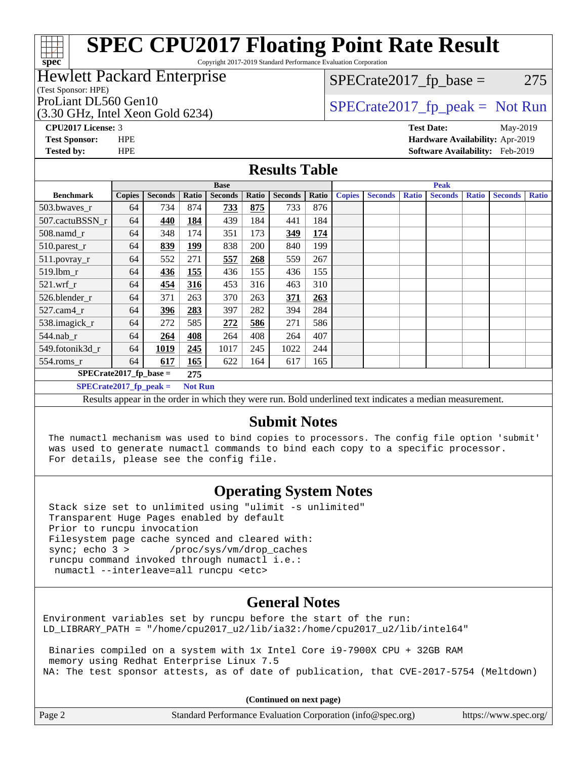# SPEC CPU2017 Floating Point Rate Result

Copyright 2017-2019 Standard Performance Evaluation Corporation

**Hewlett Packard Enterprise**
(Test Sponsor: HPE)
ProLiant DL560 Gen10
(3.30 GHz, Intel Xeon Gold 6234)

SPECrate2017_fp_base = 275

SPECrate2017_fp_peak = Not Run

**CPU2017 License:** 3
**Test Sponsor:** HPE
**Tested by:** HPE

**Test Date:** May-2019
**Hardware Availability:** Apr-2019
**Software Availability:** Feb-2019

## Results Table

| Benchmark | Base | | | | | | | Peak | | | | | | |
|---|---|---|---|---|---|---|---|---|---|---|---|---|---|---|
| | Copies | Seconds | Ratio | Seconds | Ratio | Seconds | Ratio | Copies | Seconds | Ratio | Seconds | Ratio | Seconds | Ratio |
| 503.bwaves_r | 64 | 734 | 874 | **733** | **875** | 733 | 876 | | | | | | | |
| 507.cactuBSSN_r | 64 | **440** | **184** | 439 | 184 | 441 | 184 | | | | | | | |
| 508.namd_r | 64 | 348 | 174 | 351 | 173 | **349** | **174** | | | | | | | |
| 510.parest_r | 64 | **839** | **199** | 838 | 200 | 840 | 199 | | | | | | | |
| 511.povray_r | 64 | 552 | 271 | **557** | **268** | 559 | 267 | | | | | | | |
| 519.lbm_r | 64 | **436** | **155** | 436 | 155 | 436 | 155 | | | | | | | |
| 521.wrf_r | 64 | **454** | **316** | 453 | 316 | 463 | 310 | | | | | | | |
| 526.blender_r | 64 | 371 | 263 | 370 | 263 | **371** | **263** | | | | | | | |
| 527.cam4_r | 64 | **396** | **283** | 397 | 282 | 394 | 284 | | | | | | | |
| 538.imagick_r | 64 | 272 | 585 | **272** | **586** | 271 | 586 | | | | | | | |
| 544.nab_r | 64 | **264** | **408** | 264 | 408 | 264 | 407 | | | | | | | |
| 549.fotonik3d_r | 64 | **1019** | **245** | 1017 | 245 | 1022 | 244 | | | | | | | |
| 554.roms_r | 64 | **617** | **165** | 622 | 164 | 617 | 165 | | | | | | | |

**SPECrate2017_fp_base = 275**

**SPECrate2017_fp_peak = Not Run**

Results appear in the order in which they were run. Bold underlined text indicates a median measurement.

## Submit Notes

```
The numactl mechanism was used to bind copies to processors. The config file option 'submit'
was used to generate numactl commands to bind each copy to a specific processor.
For details, please see the config file.
```

## Operating System Notes

```
Stack size set to unlimited using "ulimit -s unlimited"
Transparent Huge Pages enabled by default
Prior to runcpu invocation
Filesystem page cache synced and cleared with:
sync; echo 3 >       /proc/sys/vm/drop_caches
runcpu command invoked through numactl i.e.:
 numactl --interleave=all runcpu <etc>
```

## General Notes

```
Environment variables set by runcpu before the start of the run:
LD_LIBRARY_PATH = "/home/cpu2017_u2/lib/ia32:/home/cpu2017_u2/lib/intel64"

 Binaries compiled on a system with 1x Intel Core i9-7900X CPU + 32GB RAM
 memory using Redhat Enterprise Linux 7.5
NA: The test sponsor attests, as of date of publication, that CVE-2017-5754 (Meltdown)
```

**(Continued on next page)**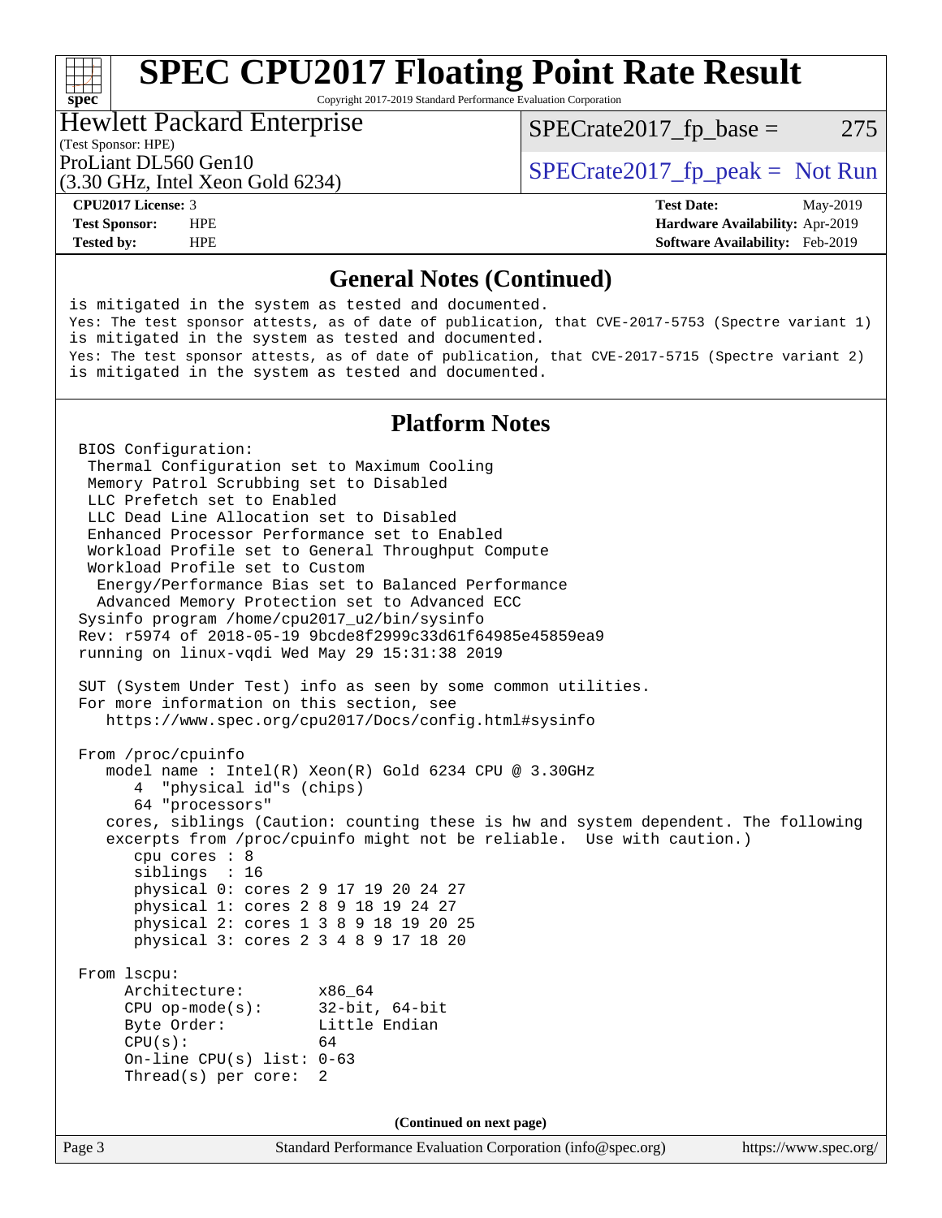# SPEC CPU2017 Floating Point Rate Result

Copyright 2017-2019 Standard Performance Evaluation Corporation

**Hewlett Packard Enterprise**
(Test Sponsor: HPE)

ProLiant DL560 Gen10
(3.30 GHz, Intel Xeon Gold 6234)

SPECrate2017_fp_base = 275

SPECrate2017_fp_peak = Not Run

| | | | |
|---|---|---|---|
| **CPU2017 License:** | 3 | **Test Date:** | May-2019 |
| **Test Sponsor:** | HPE | **Hardware Availability:** | Apr-2019 |
| **Tested by:** | HPE | **Software Availability:** | Feb-2019 |

## General Notes (Continued)

```
is mitigated in the system as tested and documented.
Yes: The test sponsor attests, as of date of publication, that CVE-2017-5753 (Spectre variant 1)
is mitigated in the system as tested and documented.
Yes: The test sponsor attests, as of date of publication, that CVE-2017-5715 (Spectre variant 2)
is mitigated in the system as tested and documented.
```

## Platform Notes

```
 BIOS Configuration:
  Thermal Configuration set to Maximum Cooling
  Memory Patrol Scrubbing set to Disabled
  LLC Prefetch set to Enabled
  LLC Dead Line Allocation set to Disabled
  Enhanced Processor Performance set to Enabled
  Workload Profile set to General Throughput Compute
  Workload Profile set to Custom
   Energy/Performance Bias set to Balanced Performance
   Advanced Memory Protection set to Advanced ECC
 Sysinfo program /home/cpu2017_u2/bin/sysinfo
 Rev: r5974 of 2018-05-19 9bcde8f2999c33d61f64985e45859ea9
 running on linux-vqdi Wed May 29 15:31:38 2019

 SUT (System Under Test) info as seen by some common utilities.
 For more information on this section, see
    https://www.spec.org/cpu2017/Docs/config.html#sysinfo

 From /proc/cpuinfo
    model name : Intel(R) Xeon(R) Gold 6234 CPU @ 3.30GHz
       4  "physical id"s (chips)
       64 "processors"
    cores, siblings (Caution: counting these is hw and system dependent. The following
    excerpts from /proc/cpuinfo might not be reliable.  Use with caution.)
       cpu cores : 8
       siblings  : 16
       physical 0: cores 2 9 17 19 20 24 27
       physical 1: cores 2 8 9 18 19 24 27
       physical 2: cores 1 3 8 9 18 19 20 25
       physical 3: cores 2 3 4 8 9 17 18 20

 From lscpu:
      Architecture:        x86_64
      CPU op-mode(s):      32-bit, 64-bit
      Byte Order:          Little Endian
      CPU(s):              64
      On-line CPU(s) list: 0-63
      Thread(s) per core:  2
```

(Continued on next page)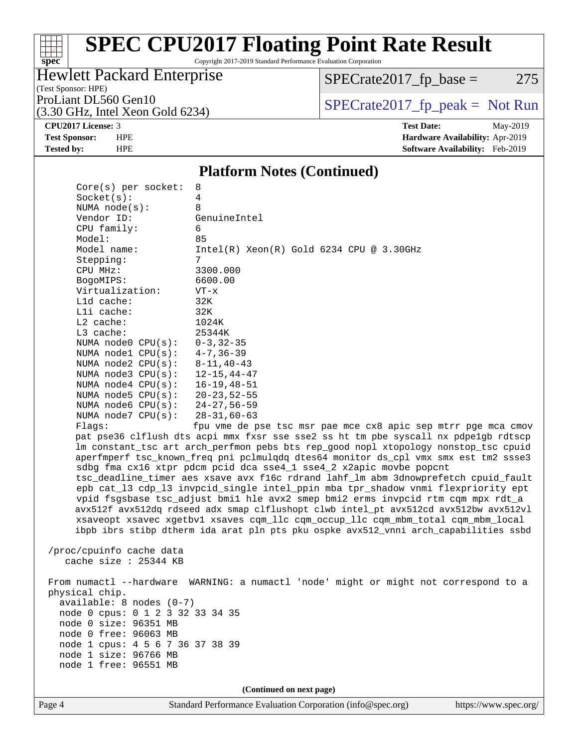# SPEC CPU2017 Floating Point Rate Result

Copyright 2017-2019 Standard Performance Evaluation Corporation

Hewlett Packard Enterprise
(Test Sponsor: HPE)
ProLiant DL560 Gen10
(3.30 GHz, Intel Xeon Gold 6234)

SPECrate2017_fp_base = 275

SPECrate2017_fp_peak = Not Run

**CPU2017 License:** 3
**Test Sponsor:** HPE
**Tested by:** HPE

**Test Date:** May-2019
**Hardware Availability:** Apr-2019
**Software Availability:** Feb-2019

## Platform Notes (Continued)

```
      Core(s) per socket:  8
      Socket(s):           4
      NUMA node(s):        8
      Vendor ID:           GenuineIntel
      CPU family:          6
      Model:               85
      Model name:          Intel(R) Xeon(R) Gold 6234 CPU @ 3.30GHz
      Stepping:            7
      CPU MHz:             3300.000
      BogoMIPS:            6600.00
      Virtualization:      VT-x
      L1d cache:           32K
      L1i cache:           32K
      L2 cache:            1024K
      L3 cache:            25344K
      NUMA node0 CPU(s):   0-3,32-35
      NUMA node1 CPU(s):   4-7,36-39
      NUMA node2 CPU(s):   8-11,40-43
      NUMA node3 CPU(s):   12-15,44-47
      NUMA node4 CPU(s):   16-19,48-51
      NUMA node5 CPU(s):   20-23,52-55
      NUMA node6 CPU(s):   24-27,56-59
      NUMA node7 CPU(s):   28-31,60-63
      Flags:               fpu vme de pse tsc msr pae mce cx8 apic sep mtrr pge mca cmov
      pat pse36 clflush dts acpi mmx fxsr sse sse2 ss ht tm pbe syscall nx pdpe1gb rdtscp
      lm constant_tsc art arch_perfmon pebs bts rep_good nopl xtopology nonstop_tsc cpuid
      aperfmperf tsc_known_freq pni pclmulqdq dtes64 monitor ds_cpl vmx smx est tm2 ssse3
      sdbg fma cx16 xtpr pdcm pcid dca sse4_1 sse4_2 x2apic movbe popcnt
      tsc_deadline_timer aes xsave avx f16c rdrand lahf_lm abm 3dnowprefetch cpuid_fault
      epb cat_l3 cdp_l3 invpcid_single intel_ppin mba tpr_shadow vnmi flexpriority ept
      vpid fsgsbase tsc_adjust bmi1 hle avx2 smep bmi2 erms invpcid rtm cqm mpx rdt_a
      avx512f avx512dq rdseed adx smap clflushopt clwb intel_pt avx512cd avx512bw avx512vl
      xsaveopt xsavec xgetbv1 xsaves cqm_llc cqm_occup_llc cqm_mbm_total cqm_mbm_local
      ibpb ibrs stibp dtherm ida arat pln pts pku ospke avx512_vnni arch_capabilities ssbd

  /proc/cpuinfo cache data
     cache size : 25344 KB

 From numactl --hardware  WARNING: a numactl 'node' might or might not correspond to a
 physical chip.
   available: 8 nodes (0-7)
   node 0 cpus: 0 1 2 3 32 33 34 35
   node 0 size: 96351 MB
   node 0 free: 96063 MB
   node 1 cpus: 4 5 6 7 36 37 38 39
   node 1 size: 96766 MB
   node 1 free: 96551 MB
```

(Continued on next page)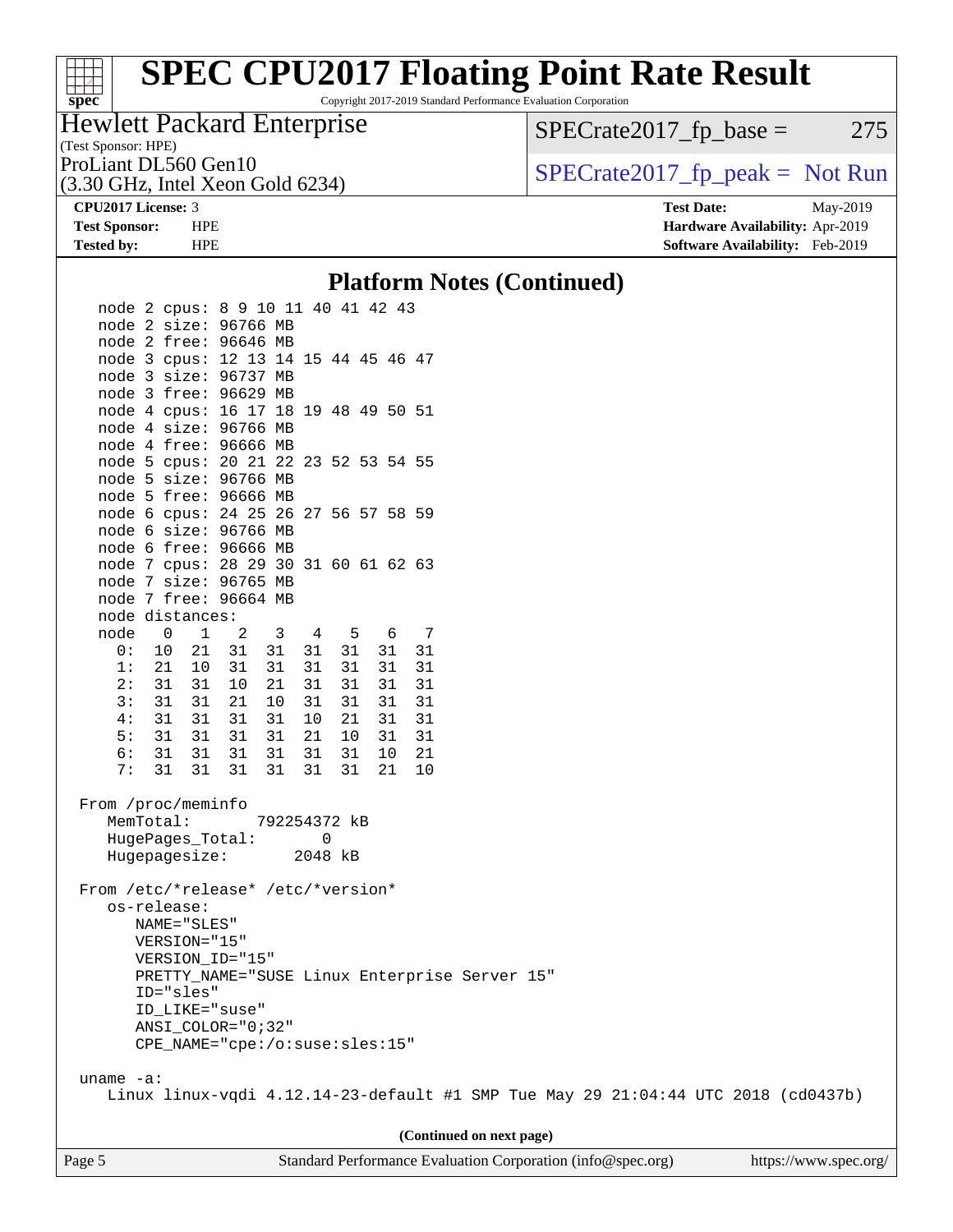## Platform Notes (Continued)

```
node 2 cpus: 8 9 10 11 40 41 42 43
node 2 size: 96766 MB
node 2 free: 96646 MB
node 3 cpus: 12 13 14 15 44 45 46 47
node 3 size: 96737 MB
node 3 free: 96629 MB
node 4 cpus: 16 17 18 19 48 49 50 51
node 4 size: 96766 MB
node 4 free: 96666 MB
node 5 cpus: 20 21 22 23 52 53 54 55
node 5 size: 96766 MB
node 5 free: 96666 MB
node 6 cpus: 24 25 26 27 56 57 58 59
node 6 size: 96766 MB
node 6 free: 96666 MB
node 7 cpus: 28 29 30 31 60 61 62 63
node 7 size: 96765 MB
node 7 free: 96664 MB
node distances:
node   0   1   2   3   4   5   6   7
  0:  10  21  31  31  31  31  31  31
  1:  21  10  31  31  31  31  31  31
  2:  31  31  10  21  31  31  31  31
  3:  31  31  21  10  31  31  31  31
  4:  31  31  31  31  10  21  31  31
  5:  31  31  31  31  21  10  31  31
  6:  31  31  31  31  31  31  10  21
  7:  31  31  31  31  31  31  21  10

From /proc/meminfo
   MemTotal:       792254372 kB
   HugePages_Total:       0
   Hugepagesize:       2048 kB

From /etc/*release* /etc/*version*
   os-release:
      NAME="SLES"
      VERSION="15"
      VERSION_ID="15"
      PRETTY_NAME="SUSE Linux Enterprise Server 15"
      ID="sles"
      ID_LIKE="suse"
      ANSI_COLOR="0;32"
      CPE_NAME="cpe:/o:suse:sles:15"

uname -a:
   Linux linux-vqdi 4.12.14-23-default #1 SMP Tue May 29 21:04:44 UTC 2018 (cd0437b)
```

**(Continued on next page)**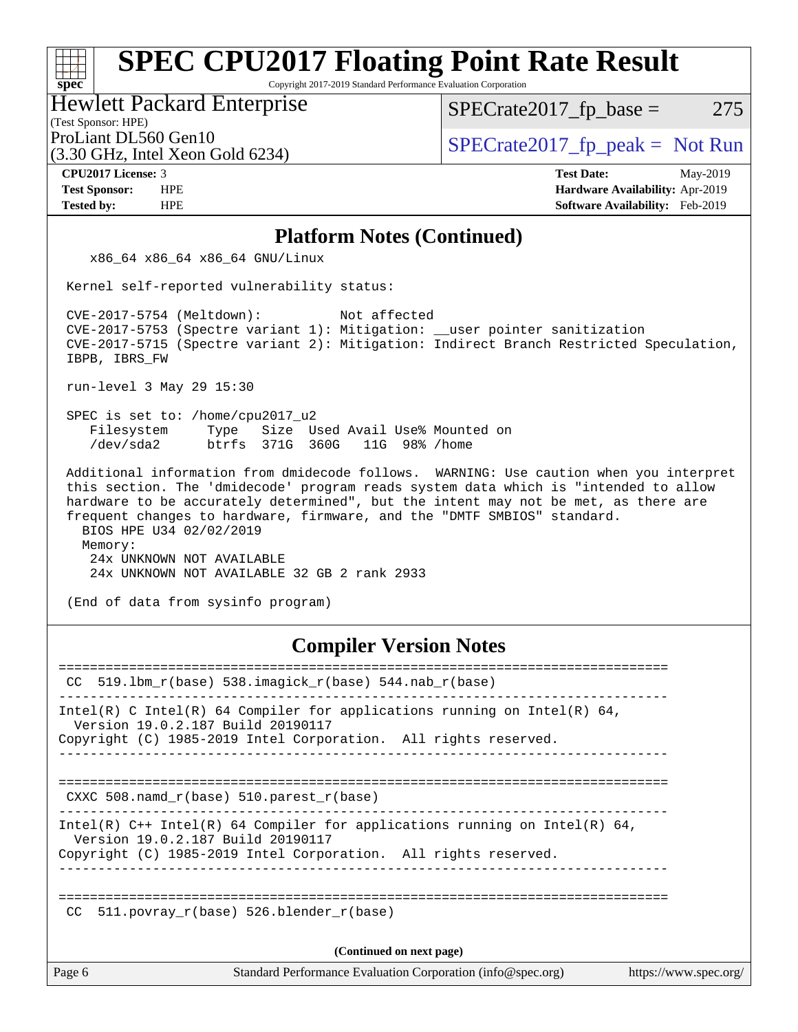## Platform Notes (Continued)

```
    x86_64 x86_64 x86_64 GNU/Linux

 Kernel self-reported vulnerability status:

 CVE-2017-5754 (Meltdown):          Not affected
 CVE-2017-5753 (Spectre variant 1): Mitigation: __user pointer sanitization
 CVE-2017-5715 (Spectre variant 2): Mitigation: Indirect Branch Restricted Speculation,
 IBPB, IBRS_FW

 run-level 3 May 29 15:30

 SPEC is set to: /home/cpu2017_u2
    Filesystem     Type   Size  Used Avail Use% Mounted on
    /dev/sda2      btrfs  371G  360G   11G  98% /home

 Additional information from dmidecode follows.  WARNING: Use caution when you interpret
 this section. The 'dmidecode' program reads system data which is "intended to allow
 hardware to be accurately determined", but the intent may not be met, as there are
 frequent changes to hardware, firmware, and the "DMTF SMBIOS" standard.
   BIOS HPE U34 02/02/2019
   Memory:
    24x UNKNOWN NOT AVAILABLE
    24x UNKNOWN NOT AVAILABLE 32 GB 2 rank 2933

 (End of data from sysinfo program)
```

## Compiler Version Notes

```
==============================================================================
 CC  519.lbm_r(base) 538.imagick_r(base) 544.nab_r(base)
------------------------------------------------------------------------------
Intel(R) C Intel(R) 64 Compiler for applications running on Intel(R) 64,
  Version 19.0.2.187 Build 20190117
Copyright (C) 1985-2019 Intel Corporation.  All rights reserved.
------------------------------------------------------------------------------

==============================================================================
 CXXC 508.namd_r(base) 510.parest_r(base)
------------------------------------------------------------------------------
Intel(R) C++ Intel(R) 64 Compiler for applications running on Intel(R) 64,
  Version 19.0.2.187 Build 20190117
Copyright (C) 1985-2019 Intel Corporation.  All rights reserved.
------------------------------------------------------------------------------

==============================================================================
 CC  511.povray_r(base) 526.blender_r(base)
```

**(Continued on next page)**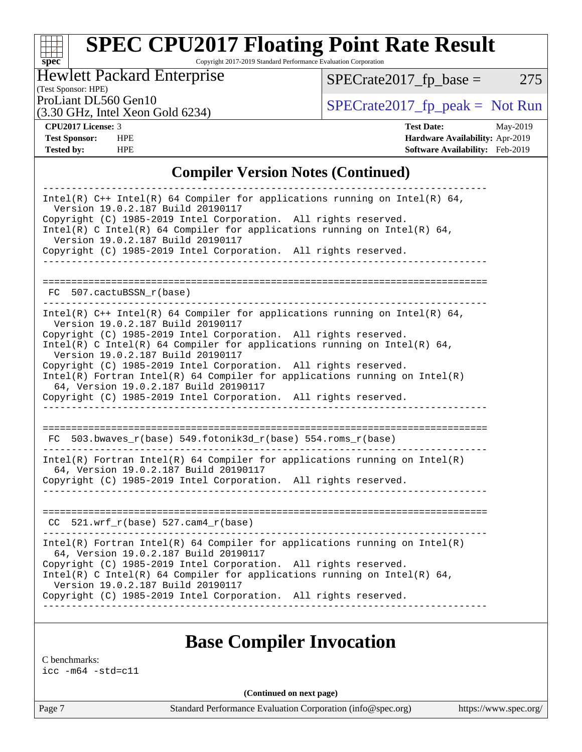## Compiler Version Notes (Continued)

```
------------------------------------------------------------------------------
Intel(R) C++ Intel(R) 64 Compiler for applications running on Intel(R) 64,
  Version 19.0.2.187 Build 20190117
Copyright (C) 1985-2019 Intel Corporation.  All rights reserved.
Intel(R) C Intel(R) 64 Compiler for applications running on Intel(R) 64,
  Version 19.0.2.187 Build 20190117
Copyright (C) 1985-2019 Intel Corporation.  All rights reserved.
------------------------------------------------------------------------------

==============================================================================
 FC  507.cactuBSSN_r(base)
------------------------------------------------------------------------------
Intel(R) C++ Intel(R) 64 Compiler for applications running on Intel(R) 64,
  Version 19.0.2.187 Build 20190117
Copyright (C) 1985-2019 Intel Corporation.  All rights reserved.
Intel(R) C Intel(R) 64 Compiler for applications running on Intel(R) 64,
  Version 19.0.2.187 Build 20190117
Copyright (C) 1985-2019 Intel Corporation.  All rights reserved.
Intel(R) Fortran Intel(R) 64 Compiler for applications running on Intel(R)
  64, Version 19.0.2.187 Build 20190117
Copyright (C) 1985-2019 Intel Corporation.  All rights reserved.
------------------------------------------------------------------------------

==============================================================================
 FC  503.bwaves_r(base) 549.fotonik3d_r(base) 554.roms_r(base)
------------------------------------------------------------------------------
Intel(R) Fortran Intel(R) 64 Compiler for applications running on Intel(R)
  64, Version 19.0.2.187 Build 20190117
Copyright (C) 1985-2019 Intel Corporation.  All rights reserved.
------------------------------------------------------------------------------

==============================================================================
 CC  521.wrf_r(base) 527.cam4_r(base)
------------------------------------------------------------------------------
Intel(R) Fortran Intel(R) 64 Compiler for applications running on Intel(R)
  64, Version 19.0.2.187 Build 20190117
Copyright (C) 1985-2019 Intel Corporation.  All rights reserved.
Intel(R) C Intel(R) 64 Compiler for applications running on Intel(R) 64,
  Version 19.0.2.187 Build 20190117
Copyright (C) 1985-2019 Intel Corporation.  All rights reserved.
------------------------------------------------------------------------------
```

## Base Compiler Invocation

C benchmarks:
icc -m64 -std=c11

(Continued on next page)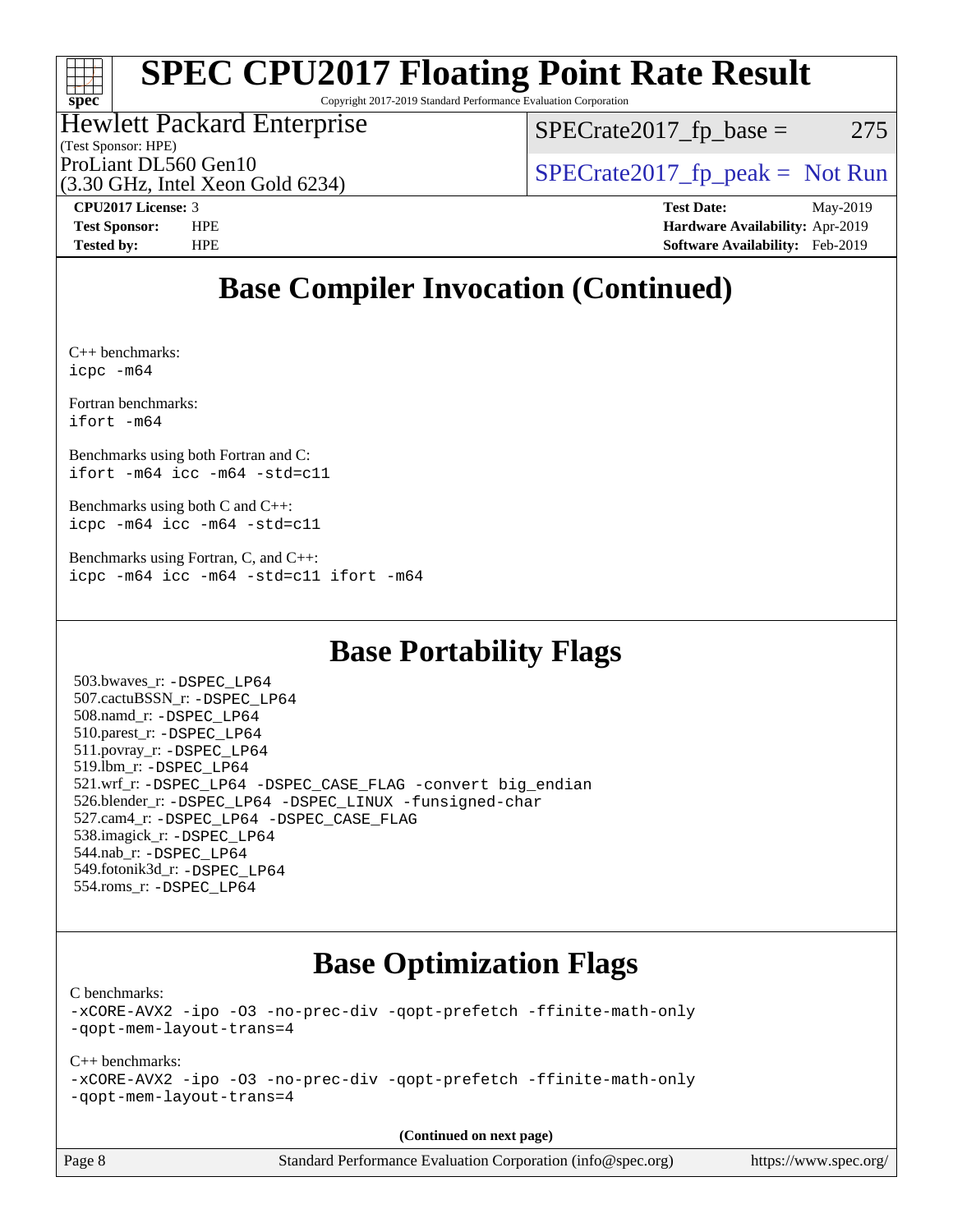# SPEC CPU2017 Floating Point Rate Result

Copyright 2017-2019 Standard Performance Evaluation Corporation

Hewlett Packard Enterprise
(Test Sponsor: HPE)
ProLiant DL560 Gen10
(3.30 GHz, Intel Xeon Gold 6234)

SPECrate2017_fp_base = 275

SPECrate2017_fp_peak = Not Run

**CPU2017 License:** 3
**Test Sponsor:** HPE
**Tested by:** HPE

**Test Date:** May-2019
**Hardware Availability:** Apr-2019
**Software Availability:** Feb-2019

## Base Compiler Invocation (Continued)

C++ benchmarks:
```
icpc -m64
```

Fortran benchmarks:
```
ifort -m64
```

Benchmarks using both Fortran and C:
```
ifort -m64 icc -m64 -std=c11
```

Benchmarks using both C and C++:
```
icpc -m64 icc -m64 -std=c11
```

Benchmarks using Fortran, C, and C++:
```
icpc -m64 icc -m64 -std=c11 ifort -m64
```

## Base Portability Flags

503.bwaves_r: -DSPEC_LP64
507.cactuBSSN_r: -DSPEC_LP64
508.namd_r: -DSPEC_LP64
510.parest_r: -DSPEC_LP64
511.povray_r: -DSPEC_LP64
519.lbm_r: -DSPEC_LP64
521.wrf_r: -DSPEC_LP64 -DSPEC_CASE_FLAG -convert big_endian
526.blender_r: -DSPEC_LP64 -DSPEC_LINUX -funsigned-char
527.cam4_r: -DSPEC_LP64 -DSPEC_CASE_FLAG
538.imagick_r: -DSPEC_LP64
544.nab_r: -DSPEC_LP64
549.fotonik3d_r: -DSPEC_LP64
554.roms_r: -DSPEC_LP64

## Base Optimization Flags

C benchmarks:
```
-xCORE-AVX2 -ipo -O3 -no-prec-div -qopt-prefetch -ffinite-math-only
-qopt-mem-layout-trans=4
```

C++ benchmarks:
```
-xCORE-AVX2 -ipo -O3 -no-prec-div -qopt-prefetch -ffinite-math-only
-qopt-mem-layout-trans=4
```

**(Continued on next page)**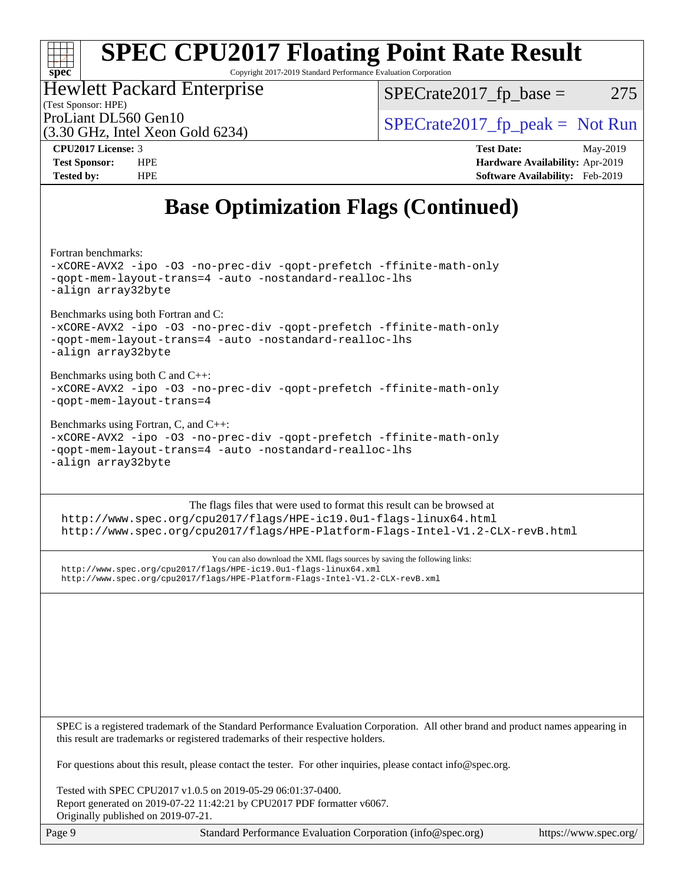# SPEC CPU2017 Floating Point Rate Result

Copyright 2017-2019 Standard Performance Evaluation Corporation

Hewlett Packard Enterprise
(Test Sponsor: HPE)
ProLiant DL560 Gen10
(3.30 GHz, Intel Xeon Gold 6234)

SPECrate2017_fp_base = 275

SPECrate2017_fp_peak = Not Run

| | | | |
|---|---|---|---|
| **CPU2017 License:** | 3 | **Test Date:** | May-2019 |
| **Test Sponsor:** | HPE | **Hardware Availability:** | Apr-2019 |
| **Tested by:** | HPE | **Software Availability:** | Feb-2019 |

## Base Optimization Flags (Continued)

Fortran benchmarks:

```
-xCORE-AVX2 -ipo -O3 -no-prec-div -qopt-prefetch -ffinite-math-only
-qopt-mem-layout-trans=4 -auto -nostandard-realloc-lhs
-align array32byte
```

Benchmarks using both Fortran and C:

```
-xCORE-AVX2 -ipo -O3 -no-prec-div -qopt-prefetch -ffinite-math-only
-qopt-mem-layout-trans=4 -auto -nostandard-realloc-lhs
-align array32byte
```

Benchmarks using both C and C++:

```
-xCORE-AVX2 -ipo -O3 -no-prec-div -qopt-prefetch -ffinite-math-only
-qopt-mem-layout-trans=4
```

Benchmarks using Fortran, C, and C++:

```
-xCORE-AVX2 -ipo -O3 -no-prec-div -qopt-prefetch -ffinite-math-only
-qopt-mem-layout-trans=4 -auto -nostandard-realloc-lhs
-align array32byte
```

The flags files that were used to format this result can be browsed at
http://www.spec.org/cpu2017/flags/HPE-ic19.0u1-flags-linux64.html
http://www.spec.org/cpu2017/flags/HPE-Platform-Flags-Intel-V1.2-CLX-revB.html

You can also download the XML flags sources by saving the following links:
http://www.spec.org/cpu2017/flags/HPE-ic19.0u1-flags-linux64.xml
http://www.spec.org/cpu2017/flags/HPE-Platform-Flags-Intel-V1.2-CLX-revB.xml

SPEC is a registered trademark of the Standard Performance Evaluation Corporation. All other brand and product names appearing in this result are trademarks or registered trademarks of their respective holders.

For questions about this result, please contact the tester. For other inquiries, please contact info@spec.org.

Tested with SPEC CPU2017 v1.0.5 on 2019-05-29 06:01:37-0400.
Report generated on 2019-07-22 11:42:21 by CPU2017 PDF formatter v6067.
Originally published on 2019-07-21.